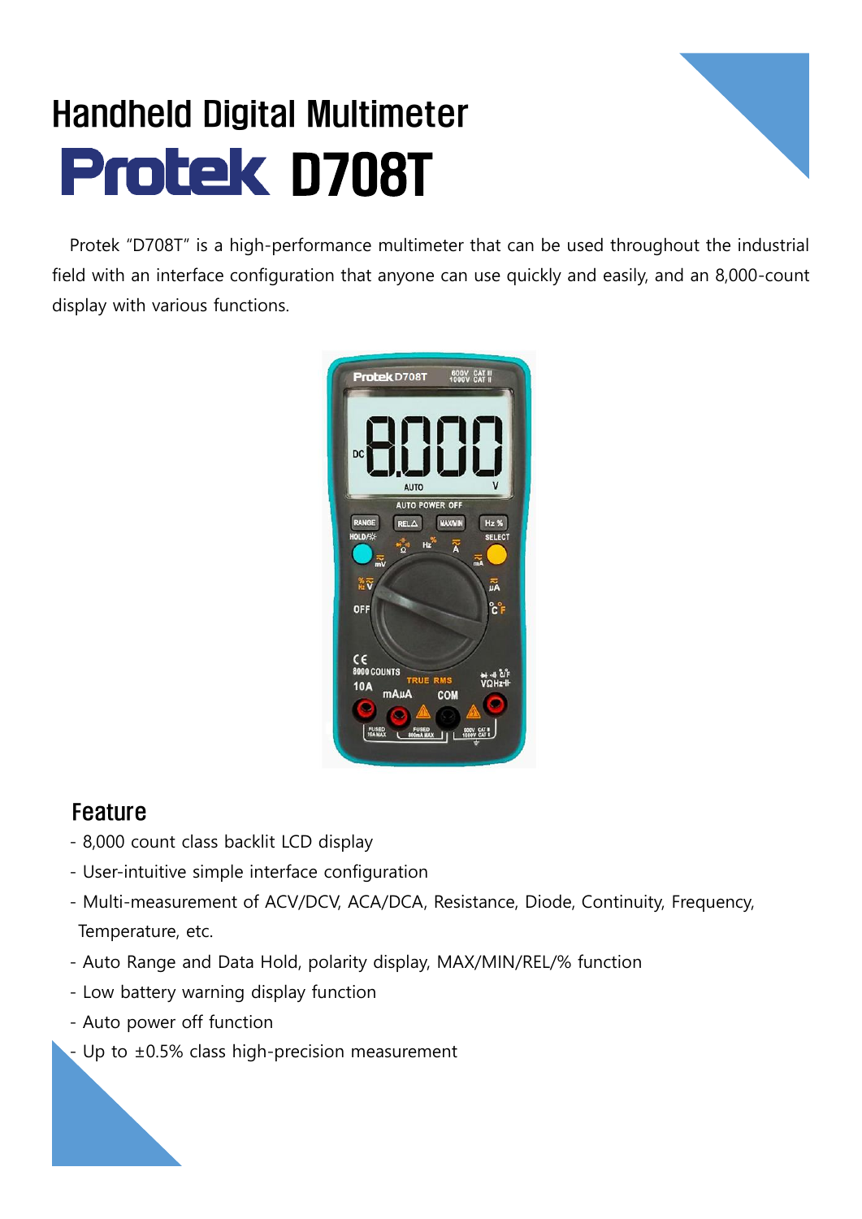# Handheld Digital Multimeter

# Protek D708T

Protek "D708T" is a high-performance multimeter that can be used throughout the industrial field with an interface configuration that anyone can use quickly and easily, and an 8,000-count display with various functions.

## Feature

- 8,000 count class backlit LCD display
- User-intuitive simple interface configuration
- Multi-measurement of ACV/DCV, ACA/DCA, Resistance, Diode, Continuity, Frequency, Temperature, etc.
- Auto Range and Data Hold, polarity display, MAX/MIN/REL/% function
- Low battery warning display function
- Auto power off function
- Up to ±0.5% class high-precision measurement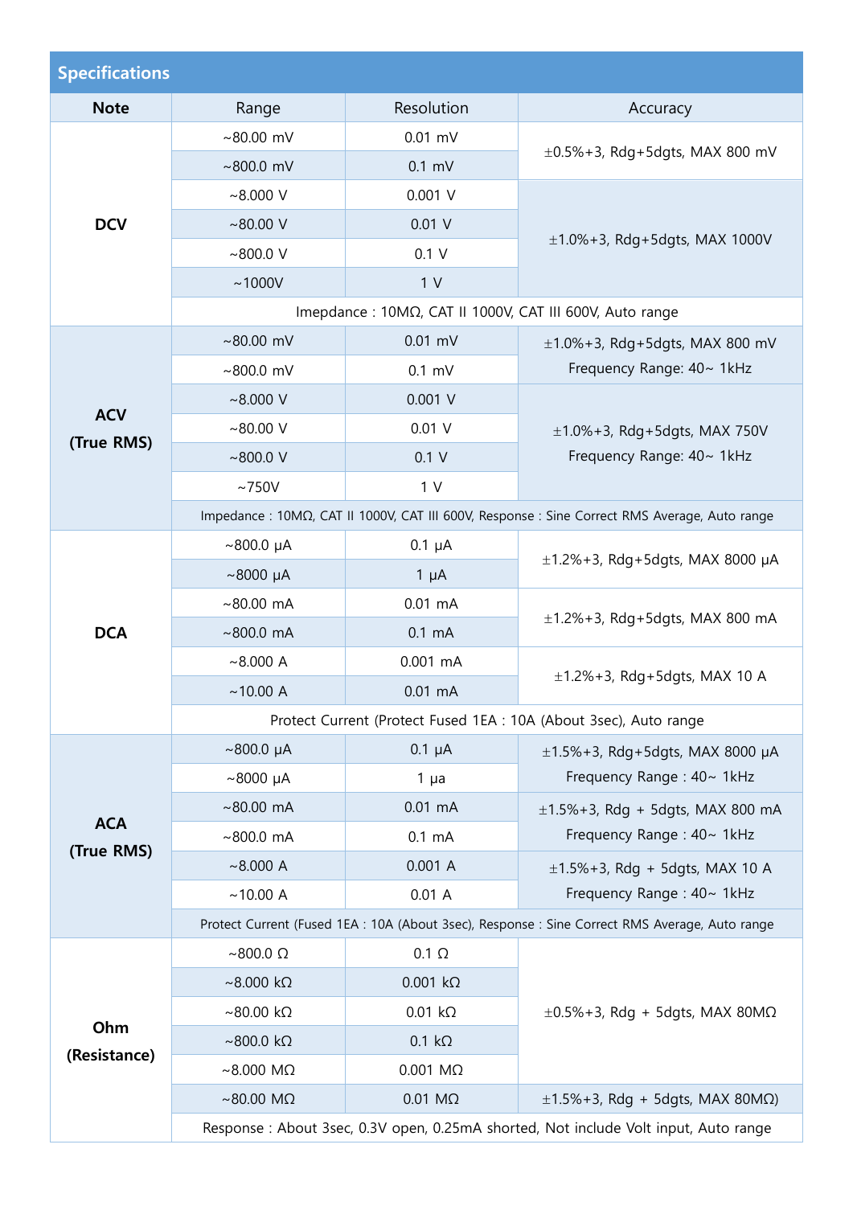## Specifications

| Note | Range | Resolution | Accuracy |
|---|---|---|---|
| DCV | ~80.00 mV | 0.01 mV | ±0.5%+3, Rdg+5dgts, MAX 800 mV |
| | ~800.0 mV | 0.1 mV | |
| | ~8.000 V | 0.001 V | ±1.0%+3, Rdg+5dgts, MAX 1000V |
| | ~80.00 V | 0.01 V | |
| | ~800.0 V | 0.1 V | |
| | ~1000V | 1 V | |
| | Imepdance : 10MΩ, CAT II 1000V, CAT III 600V, Auto range | | |
| ACV (True RMS) | ~80.00 mV | 0.01 mV | ±1.0%+3, Rdg+5dgts, MAX 800 mV Frequency Range: 40~ 1kHz |
| | ~800.0 mV | 0.1 mV | |
| | ~8.000 V | 0.001 V | ±1.0%+3, Rdg+5dgts, MAX 750V Frequency Range: 40~ 1kHz |
| | ~80.00 V | 0.01 V | |
| | ~800.0 V | 0.1 V | |
| | ~750V | 1 V | |
| | Impedance : 10MΩ, CAT II 1000V, CAT III 600V, Response : Sine Correct RMS Average, Auto range | | |
| DCA | ~800.0 μA | 0.1 μA | ±1.2%+3, Rdg+5dgts, MAX 8000 μA |
| | ~8000 μA | 1 μA | |
| | ~80.00 mA | 0.01 mA | ±1.2%+3, Rdg+5dgts, MAX 800 mA |
| | ~800.0 mA | 0.1 mA | |
| | ~8.000 A | 0.001 mA | ±1.2%+3, Rdg+5dgts, MAX 10 A |
| | ~10.00 A | 0.01 mA | |
| | Protect Current (Protect Fused 1EA : 10A (About 3sec), Auto range | | |
| ACA (True RMS) | ~800.0 μA | 0.1 μA | ±1.5%+3, Rdg+5dgts, MAX 8000 μA Frequency Range : 40~ 1kHz |
| | ~8000 μA | 1 μa | |
| | ~80.00 mA | 0.01 mA | ±1.5%+3, Rdg + 5dgts, MAX 800 mA Frequency Range : 40~ 1kHz |
| | ~800.0 mA | 0.1 mA | |
| | ~8.000 A | 0.001 A | ±1.5%+3, Rdg + 5dgts, MAX 10 A Frequency Range : 40~ 1kHz |
| | ~10.00 A | 0.01 A | |
| | Protect Current (Fused 1EA : 10A (About 3sec), Response : Sine Correct RMS Average, Auto range | | |
| Ohm (Resistance) | ~800.0 Ω | 0.1 Ω | ±0.5%+3, Rdg + 5dgts, MAX 80MΩ |
| | ~8.000 kΩ | 0.001 kΩ | |
| | ~80.00 kΩ | 0.01 kΩ | |
| | ~800.0 kΩ | 0.1 kΩ | |
| | ~8.000 MΩ | 0.001 MΩ | |
| | ~80.00 MΩ | 0.01 MΩ | ±1.5%+3, Rdg + 5dgts, MAX 80MΩ) |
| | Response : About 3sec, 0.3V open, 0.25mA shorted, Not include Volt input, Auto range | | |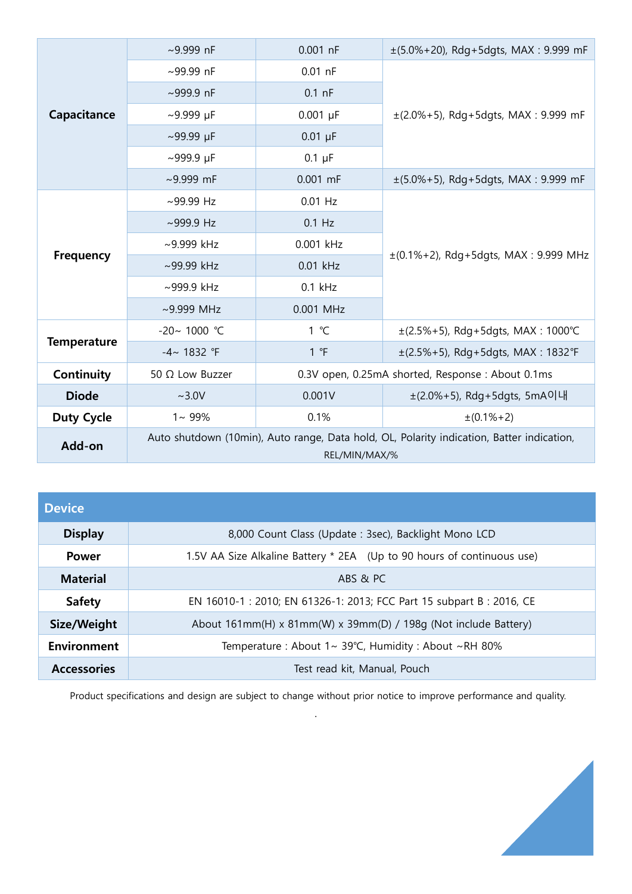| | | | |
|---|---|---|---|
| **Capacitance** | ~9.999 nF | 0.001 nF | ±(5.0%+20), Rdg+5dgts, MAX : 9.999 mF |
| | ~99.99 nF | 0.01 nF | ±(2.0%+5), Rdg+5dgts, MAX : 9.999 mF |
| | ~999.9 nF | 0.1 nF | |
| | ~9.999 μF | 0.001 μF | |
| | ~99.99 μF | 0.01 μF | |
| | ~999.9 μF | 0.1 μF | |
| | ~9.999 mF | 0.001 mF | ±(5.0%+5), Rdg+5dgts, MAX : 9.999 mF |
| **Frequency** | ~99.99 Hz | 0.01 Hz | ±(0.1%+2), Rdg+5dgts, MAX : 9.999 MHz |
| | ~999.9 Hz | 0.1 Hz | |
| | ~9.999 kHz | 0.001 kHz | |
| | ~99.99 kHz | 0.01 kHz | |
| | ~999.9 kHz | 0.1 kHz | |
| | ~9.999 MHz | 0.001 MHz | |
| **Temperature** | -20~ 1000 ℃ | 1 ℃ | ±(2.5%+5), Rdg+5dgts, MAX : 1000℃ |
| | -4~ 1832 ℉ | 1 ℉ | ±(2.5%+5), Rdg+5dgts, MAX : 1832℉ |
| **Continuity** | 50 Ω Low Buzzer | 0.3V open, 0.25mA shorted, Response : About 0.1ms | |
| **Diode** | ~3.0V | 0.001V | ±(2.0%+5), Rdg+5dgts, 5mA이내 |
| **Duty Cycle** | 1~ 99% | 0.1% | ±(0.1%+2) |
| **Add-on** | Auto shutdown (10min), Auto range, Data hold, OL, Polarity indication, Batter indication, REL/MIN/MAX/% | | |

| **Device** | |
|---|---|
| **Display** | 8,000 Count Class (Update : 3sec), Backlight Mono LCD |
| **Power** | 1.5V AA Size Alkaline Battery * 2EA (Up to 90 hours of continuous use) |
| **Material** | ABS & PC |
| **Safety** | EN 16010-1 : 2010; EN 61326-1: 2013; FCC Part 15 subpart B : 2016, CE |
| **Size/Weight** | About 161mm(H) x 81mm(W) x 39mm(D) / 198g (Not include Battery) |
| **Environment** | Temperature : About 1~ 39℃, Humidity : About ~RH 80% |
| **Accessories** | Test read kit, Manual, Pouch |

Product specifications and design are subject to change without prior notice to improve performance and quality.